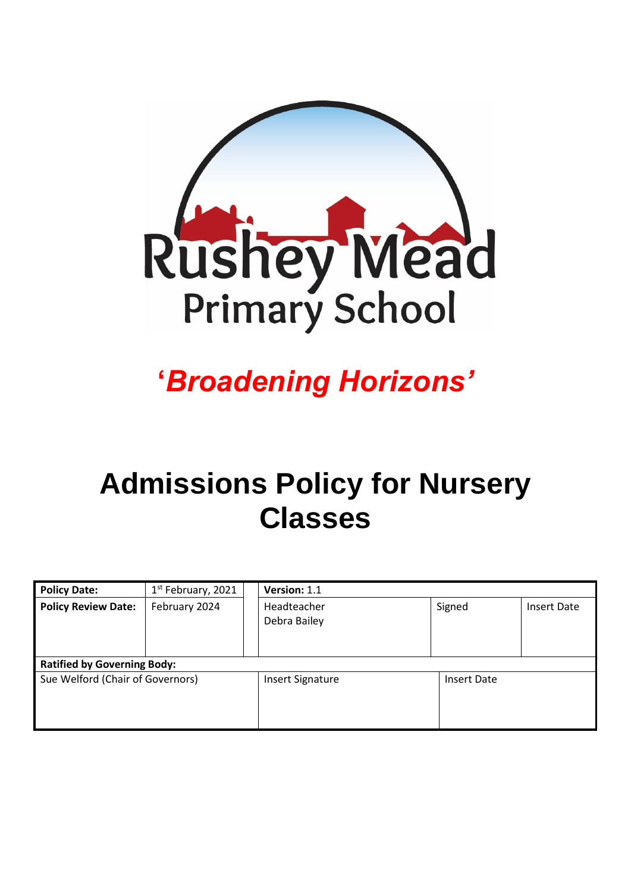Rushey Mead Primary School

*'Broadening Horizons'*

# Admissions Policy for Nursery Classes

| **Policy Date:** | 1st February, 2021 | **Version:** 1.1 | | |
|---|---|---|---|---|
| **Policy Review Date:** | February 2024 | Headteacher Debra Bailey | Signed | Insert Date |
| **Ratified by Governing Body:** | | | | |
| Sue Welford (Chair of Governors) | | Insert Signature | Insert Date | |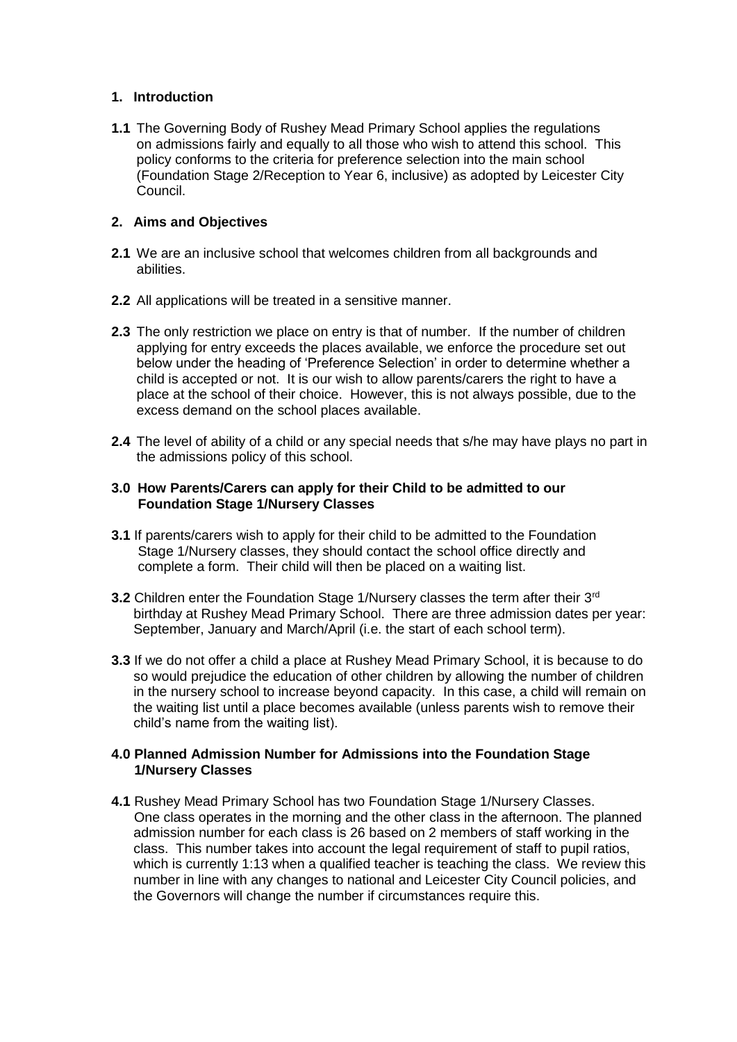## 1. Introduction

**1.1** The Governing Body of Rushey Mead Primary School applies the regulations on admissions fairly and equally to all those who wish to attend this school. This policy conforms to the criteria for preference selection into the main school (Foundation Stage 2/Reception to Year 6, inclusive) as adopted by Leicester City Council.

## 2. Aims and Objectives

**2.1** We are an inclusive school that welcomes children from all backgrounds and abilities.

**2.2** All applications will be treated in a sensitive manner.

**2.3** The only restriction we place on entry is that of number. If the number of children applying for entry exceeds the places available, we enforce the procedure set out below under the heading of 'Preference Selection' in order to determine whether a child is accepted or not. It is our wish to allow parents/carers the right to have a place at the school of their choice. However, this is not always possible, due to the excess demand on the school places available.

**2.4** The level of ability of a child or any special needs that s/he may have plays no part in the admissions policy of this school.

## 3.0 How Parents/Carers can apply for their Child to be admitted to our Foundation Stage 1/Nursery Classes

**3.1** If parents/carers wish to apply for their child to be admitted to the Foundation Stage 1/Nursery classes, they should contact the school office directly and complete a form. Their child will then be placed on a waiting list.

**3.2** Children enter the Foundation Stage 1/Nursery classes the term after their 3rd birthday at Rushey Mead Primary School. There are three admission dates per year: September, January and March/April (i.e. the start of each school term).

**3.3** If we do not offer a child a place at Rushey Mead Primary School, it is because to do so would prejudice the education of other children by allowing the number of children in the nursery school to increase beyond capacity. In this case, a child will remain on the waiting list until a place becomes available (unless parents wish to remove their child's name from the waiting list).

## 4.0 Planned Admission Number for Admissions into the Foundation Stage 1/Nursery Classes

**4.1** Rushey Mead Primary School has two Foundation Stage 1/Nursery Classes. One class operates in the morning and the other class in the afternoon. The planned admission number for each class is 26 based on 2 members of staff working in the class. This number takes into account the legal requirement of staff to pupil ratios, which is currently 1:13 when a qualified teacher is teaching the class. We review this number in line with any changes to national and Leicester City Council policies, and the Governors will change the number if circumstances require this.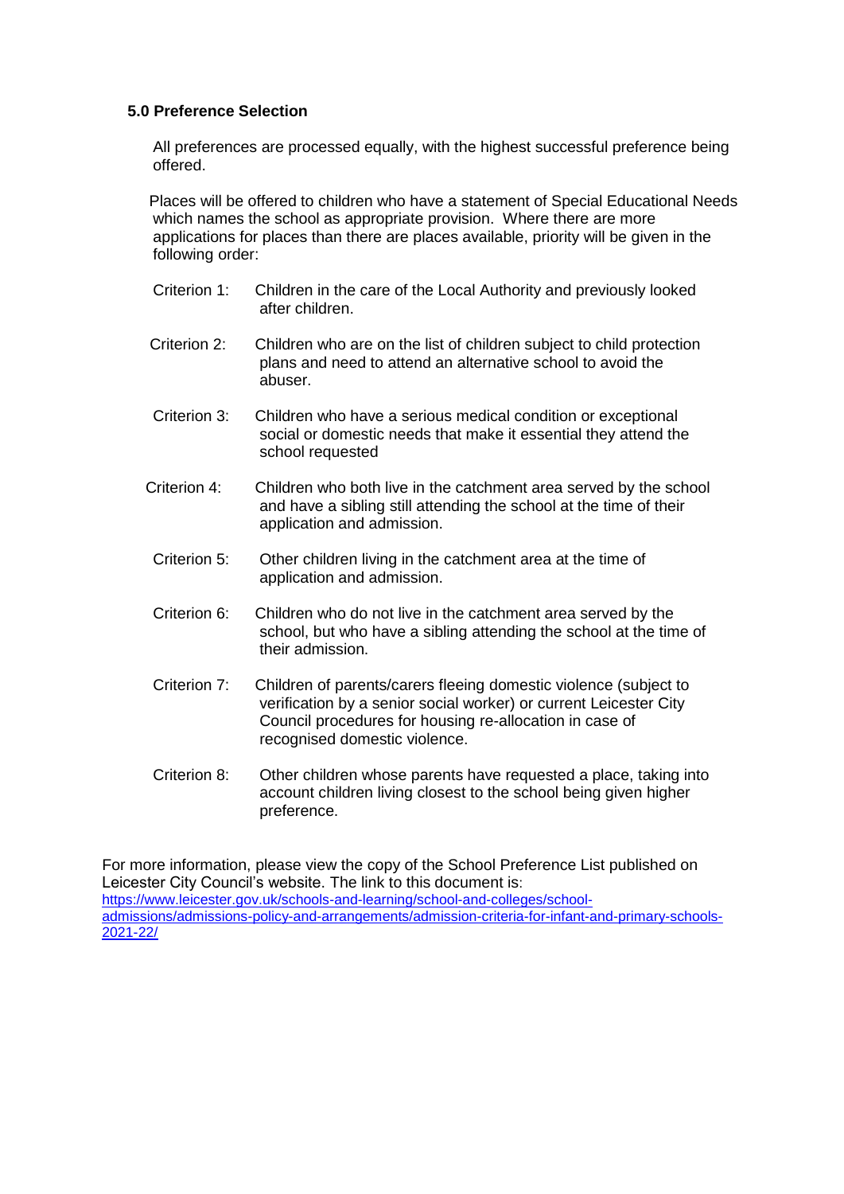### 5.0 Preference Selection

All preferences are processed equally, with the highest successful preference being offered.

Places will be offered to children who have a statement of Special Educational Needs which names the school as appropriate provision. Where there are more applications for places than there are places available, priority will be given in the following order:

Criterion 1: Children in the care of the Local Authority and previously looked after children.

Criterion 2: Children who are on the list of children subject to child protection plans and need to attend an alternative school to avoid the abuser.

Criterion 3: Children who have a serious medical condition or exceptional social or domestic needs that make it essential they attend the school requested

Criterion 4: Children who both live in the catchment area served by the school and have a sibling still attending the school at the time of their application and admission.

Criterion 5: Other children living in the catchment area at the time of application and admission.

Criterion 6: Children who do not live in the catchment area served by the school, but who have a sibling attending the school at the time of their admission.

Criterion 7: Children of parents/carers fleeing domestic violence (subject to verification by a senior social worker) or current Leicester City Council procedures for housing re-allocation in case of recognised domestic violence.

Criterion 8: Other children whose parents have requested a place, taking into account children living closest to the school being given higher preference.

For more information, please view the copy of the School Preference List published on Leicester City Council's website. The link to this document is:
https://www.leicester.gov.uk/schools-and-learning/school-and-colleges/school-admissions/admissions-policy-and-arrangements/admission-criteria-for-infant-and-primary-schools-2021-22/